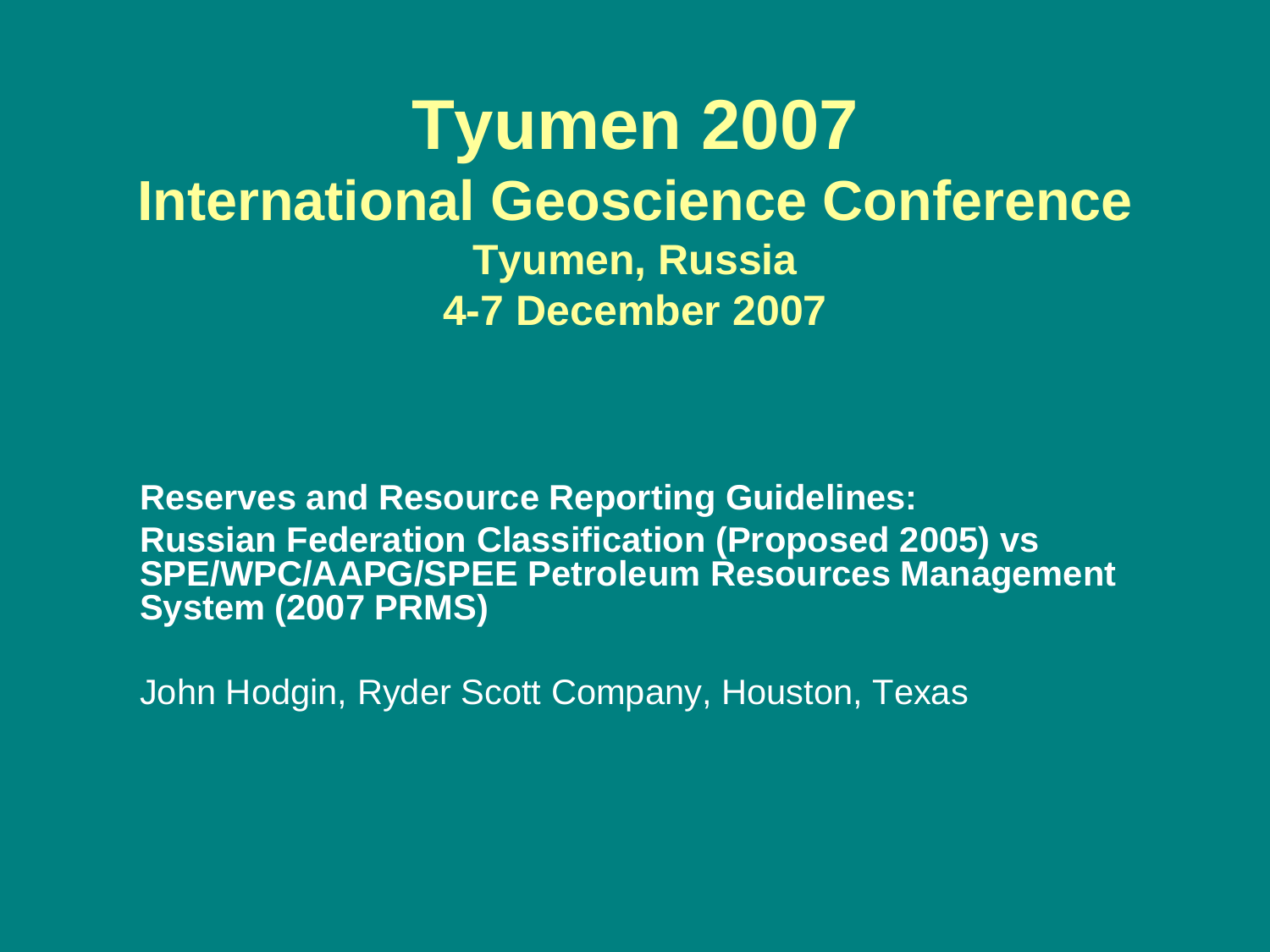# Tyumen 2007

## International Geoscience Conference

### Tyumen, Russia

### 4-7 December 2007

**Reserves and Resource Reporting Guidelines:**
**Russian Federation Classification (Proposed 2005) vs SPE/WPC/AAPG/SPEE Petroleum Resources Management System (2007 PRMS)**

John Hodgin, Ryder Scott Company, Houston, Texas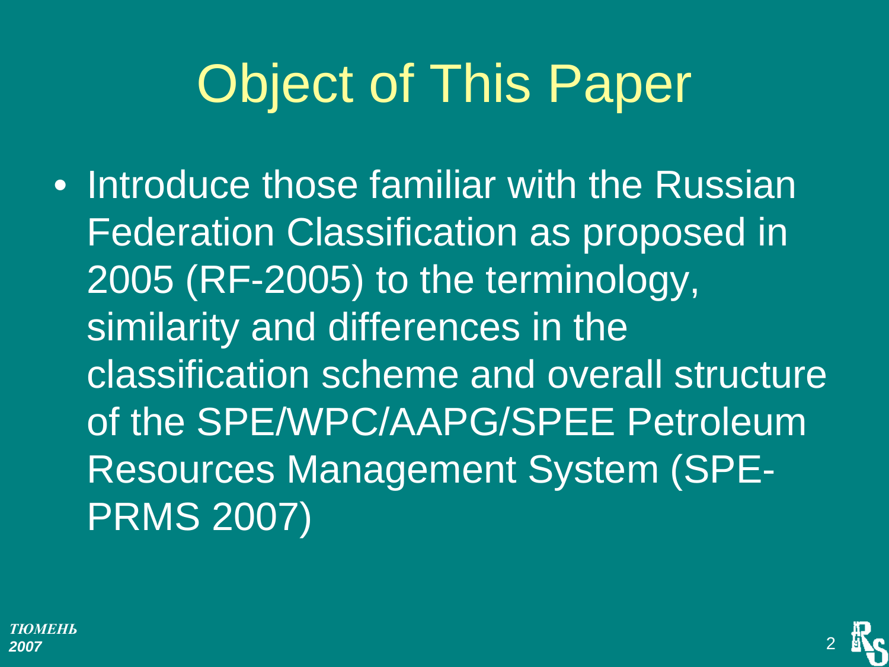# Object of This Paper

- Introduce those familiar with the Russian Federation Classification as proposed in 2005 (RF-2005) to the terminology, similarity and differences in the classification scheme and overall structure of the SPE/WPC/AAPG/SPEE Petroleum Resources Management System (SPE-PRMS 2007)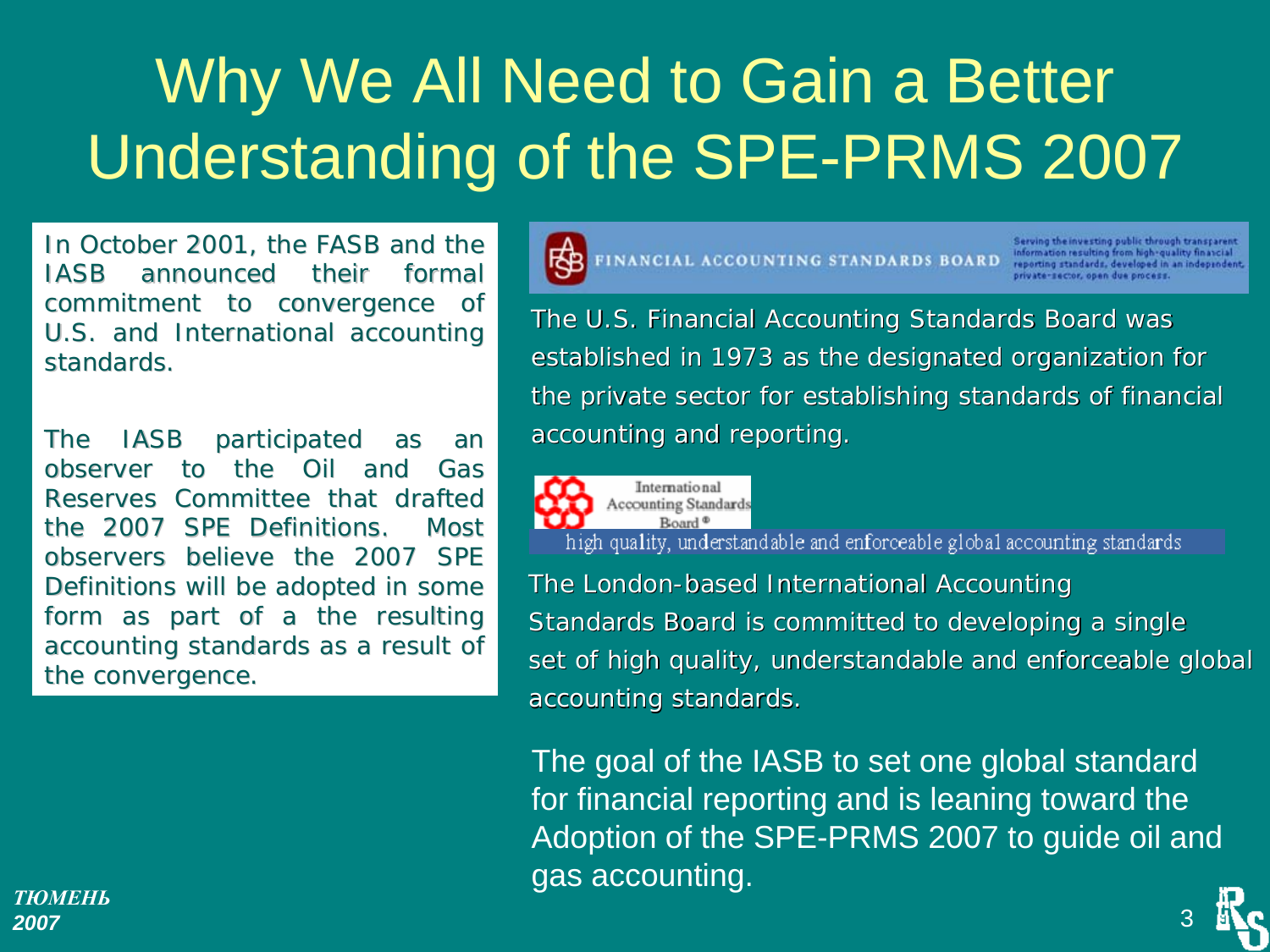# Why We All Need to Gain a Better Understanding of the SPE-PRMS 2007

In October 2001, the FASB and the IASB announced their formal commitment to convergence of U.S. and International accounting standards.

The IASB participated as an observer to the Oil and Gas Reserves Committee that drafted the 2007 SPE Definitions. Most observers believe the 2007 SPE Definitions will be adopted in some form as part of a the resulting accounting standards as a result of the convergence.

FINANCIAL ACCOUNTING STANDARDS BOARD

Serving the investing public through transparent information resulting from high-quality financial reporting standards, developed in an independent, private-sector, open due process.

The U.S. Financial Accounting Standards Board was established in 1973 as the designated organization for the private sector for establishing standards of financial accounting and reporting.

International Accounting Standards Board®

high quality, understandable and enforceable global accounting standards

The London-based International Accounting Standards Board is committed to developing a single set of high quality, understandable and enforceable global accounting standards.

The goal of the IASB to set one global standard for financial reporting and is leaning toward the Adoption of the SPE-PRMS 2007 to guide oil and gas accounting.

*ТЮМЕНЬ 2007*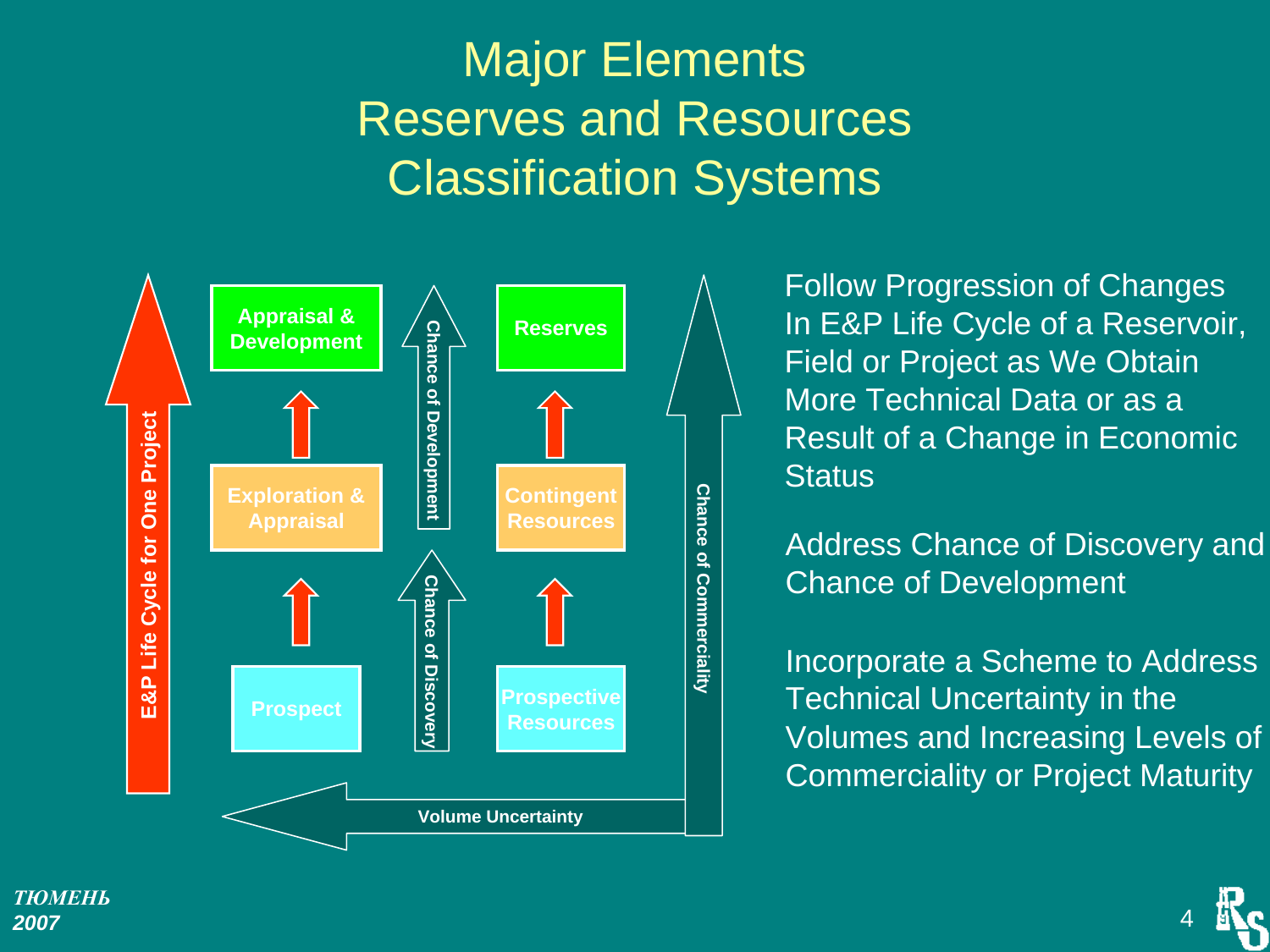# Major Elements Reserves and Resources Classification Systems

E&P Life Cycle for One Project

| | | |
|---|---|---|
| Appraisal & Development | Chance of Development | Reserves |
| Exploration & Appraisal | | Contingent Resources |
| Prospect | Chance of Discovery | Prospective Resources |

Chance of Commerciality

Volume Uncertainty

Follow Progression of Changes In E&P Life Cycle of a Reservoir, Field or Project as We Obtain More Technical Data or as a Result of a Change in Economic Status

Address Chance of Discovery and Chance of Development

Incorporate a Scheme to Address Technical Uncertainty in the Volumes and Increasing Levels of Commerciality or Project Maturity

*ТЮМЕНЬ 2007*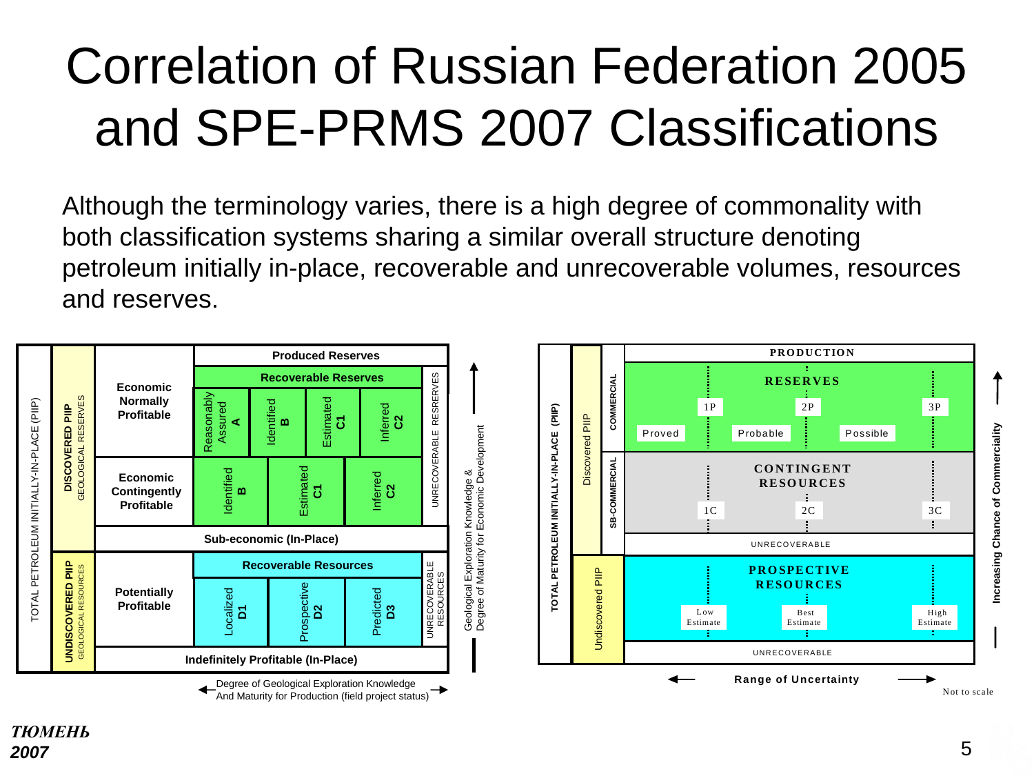# Correlation of Russian Federation 2005 and SPE-PRMS 2007 Classifications

Although the terminology varies, there is a high degree of commonality with both classification systems sharing a similar overall structure denoting petroleum initially in-place, recoverable and unrecoverable volumes, resources and reserves.

| TOTAL PETROLEUM INITIALLY-IN-PLACE (PIIP) | | | | | | | |
|---|---|---|---|---|---|---|---|
| **DISCOVERED PIIP** GEOLOGICAL RESERVES | | **Produced Reserves** | | | | | |
| | **Economic Normally Profitable** | **Recoverable Reserves** | | | | UNRECOVERABLE RESERVES | |
| | | Reasonably Assured **A** | Identified **B** | Estimated **C1** | Inferred **C2** | | |
| | **Economic Contingently Profitable** | Identified **B** | Estimated **C1** | Inferred **C2** | | | |
| | **Sub-economic (In-Place)** | | | | | | |
| **UNDISCOVERED PIIP** GEOLOGICAL RESOURCES | | | **Recoverable Resources** | | | UNRECOVERABLE RESOURCES | |
| | **Potentially Profitable** | Localized **D1** | Prospective **D2** | Predicted **D3** | | | |
| | **Indefinitely Profitable (In-Place)** | | | | | | |

Geological Exploration Knowledge & Degree of Maturity for Economic Development

Degree of Geological Exploration Knowledge And Maturity for Production (field project status)

| TOTAL PETROLEUM INITIALLY-IN-PLACE (PIIP) | | | | | |
|---|---|---|---|---|---|
| Discovered PIIP | | **PRODUCTION** | | | |
| | COMMERCIAL | **RESERVES** | 1P | 2P | 3P |
| | | | Proved | Probable | Possible |
| | SUB-COMMERCIAL | **CONTINGENT RESOURCES** | 1C | 2C | 3C |
| | | UNRECOVERABLE | | | |
| Undiscovered PIIP | | **PROSPECTIVE RESOURCES** | Low Estimate | Best Estimate | High Estimate |
| | | UNRECOVERABLE | | | |

Range of Uncertainty

Increasing Chance of Commerciality

Not to scale

***ТЮМЕНЬ 2007***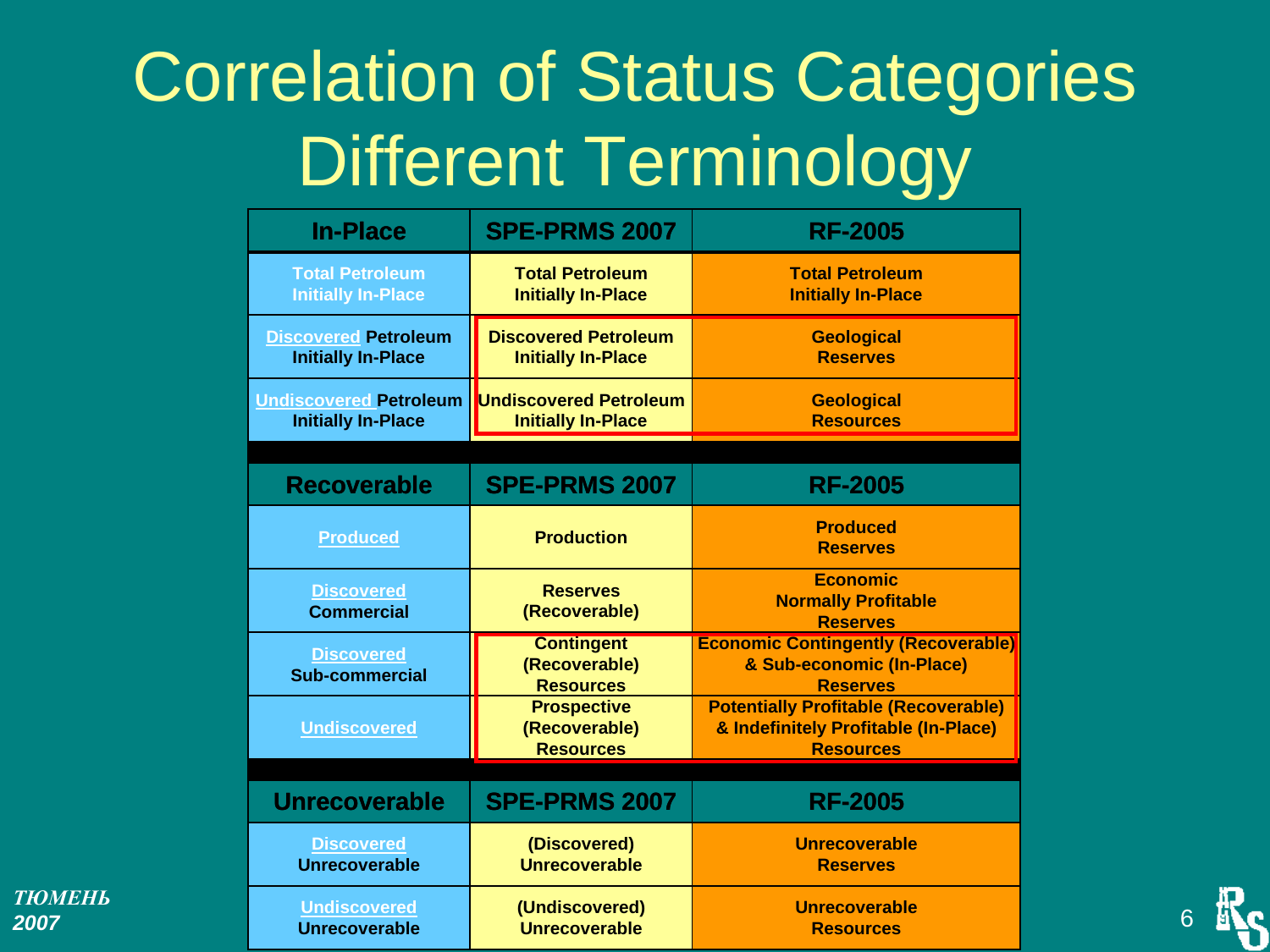# Correlation of Status Categories Different Terminology

| In-Place | SPE-PRMS 2007 | RF-2005 |
|---|---|---|
| Total Petroleum Initially In-Place | Total Petroleum Initially In-Place | Total Petroleum Initially In-Place |
| Discovered Petroleum Initially In-Place | Discovered Petroleum Initially In-Place | Geological Reserves |
| Undiscovered Petroleum Initially In-Place | Undiscovered Petroleum Initially In-Place | Geological Resources |

| Recoverable | SPE-PRMS 2007 | RF-2005 |
|---|---|---|
| Produced | Production | Produced Reserves |
| Discovered Commercial | Reserves (Recoverable) | Economic Normally Profitable Reserves |
| Discovered Sub-commercial | Contingent (Recoverable) Resources | Economic Contingently (Recoverable) & Sub-economic (In-Place) Reserves |
| Undiscovered | Prospective (Recoverable) Resources | Potentially Profitable (Recoverable) & Indefinitely Profitable (In-Place) Resources |

| Unrecoverable | SPE-PRMS 2007 | RF-2005 |
|---|---|---|
| Discovered Unrecoverable | (Discovered) Unrecoverable | Unrecoverable Reserves |
| Undiscovered Unrecoverable | (Undiscovered) Unrecoverable | Unrecoverable Resources |

*ТЮМЕНЬ 2007*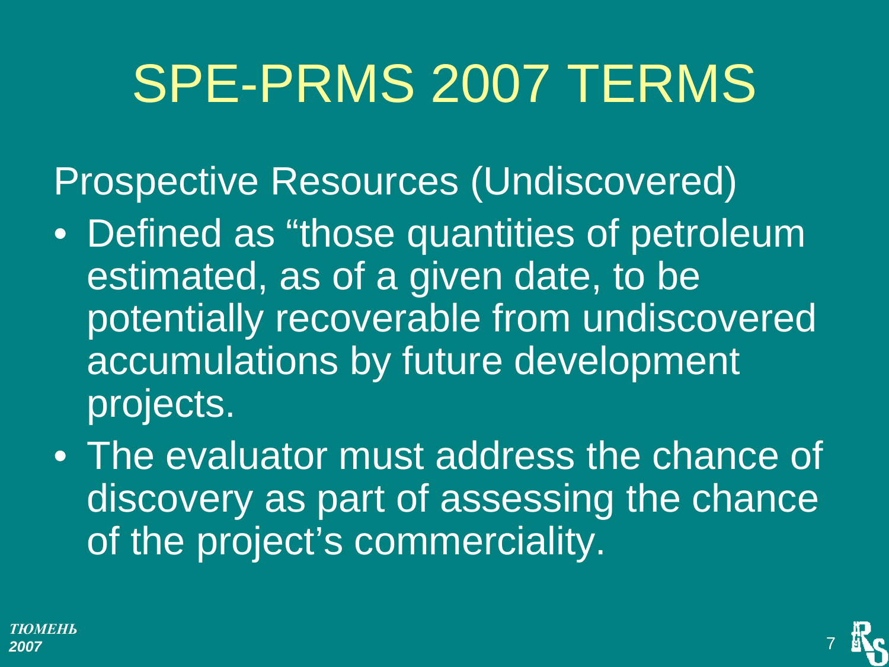# SPE-PRMS 2007 TERMS

Prospective Resources (Undiscovered)

- Defined as “those quantities of petroleum estimated, as of a given date, to be potentially recoverable from undiscovered accumulations by future development projects.
- The evaluator must address the chance of discovery as part of assessing the chance of the project’s commerciality.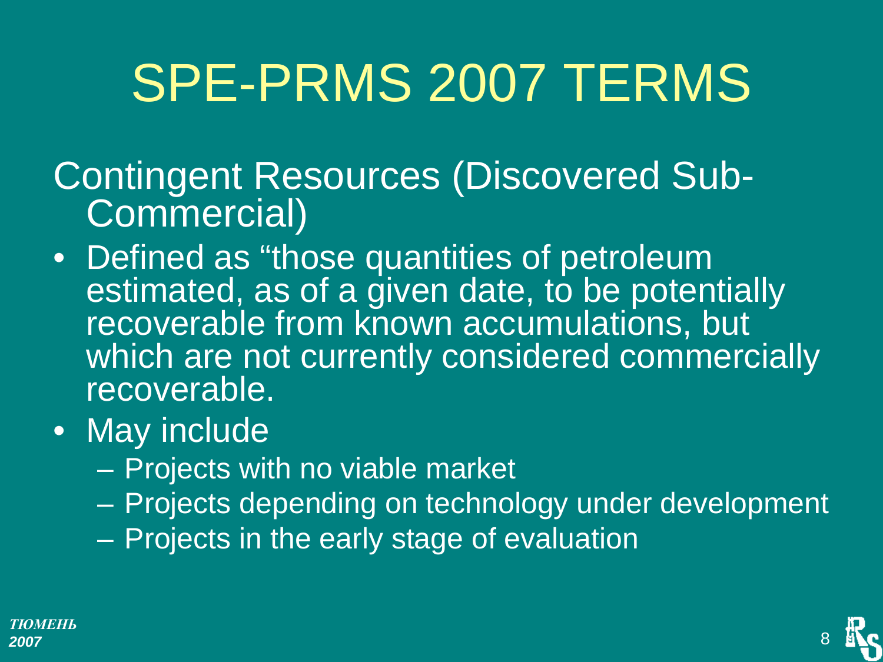# SPE-PRMS 2007 TERMS

Contingent Resources (Discovered Sub-Commercial)

- Defined as “those quantities of petroleum estimated, as of a given date, to be potentially recoverable from known accumulations, but which are not currently considered commercially recoverable.
- May include
  - Projects with no viable market
  - Projects depending on technology under development
  - Projects in the early stage of evaluation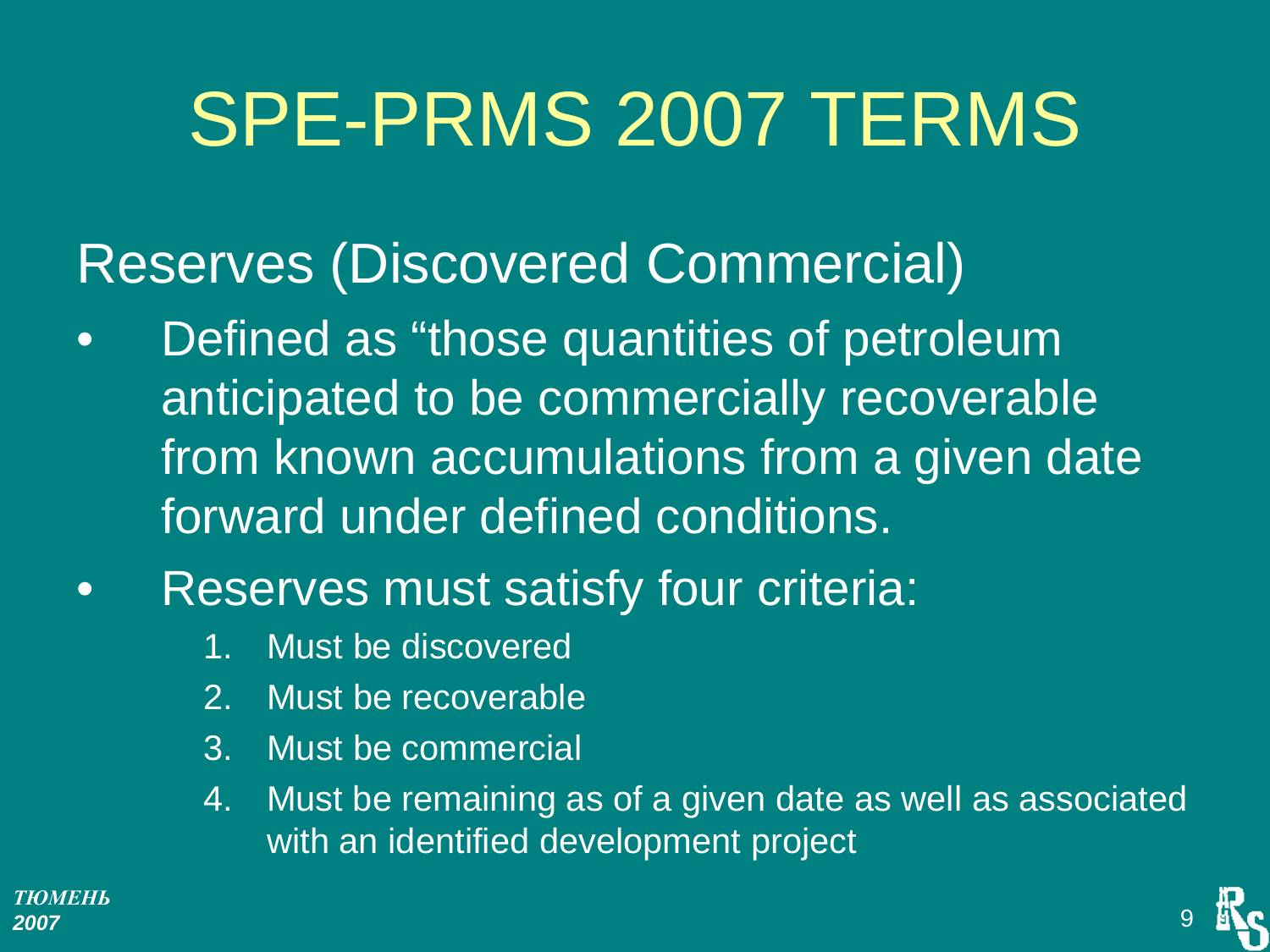# SPE-PRMS 2007 TERMS

## Reserves (Discovered Commercial)

- Defined as “those quantities of petroleum anticipated to be commercially recoverable from known accumulations from a given date forward under defined conditions.
- Reserves must satisfy four criteria:
  1. Must be discovered
  2. Must be recoverable
  3. Must be commercial
  4. Must be remaining as of a given date as well as associated with an identified development project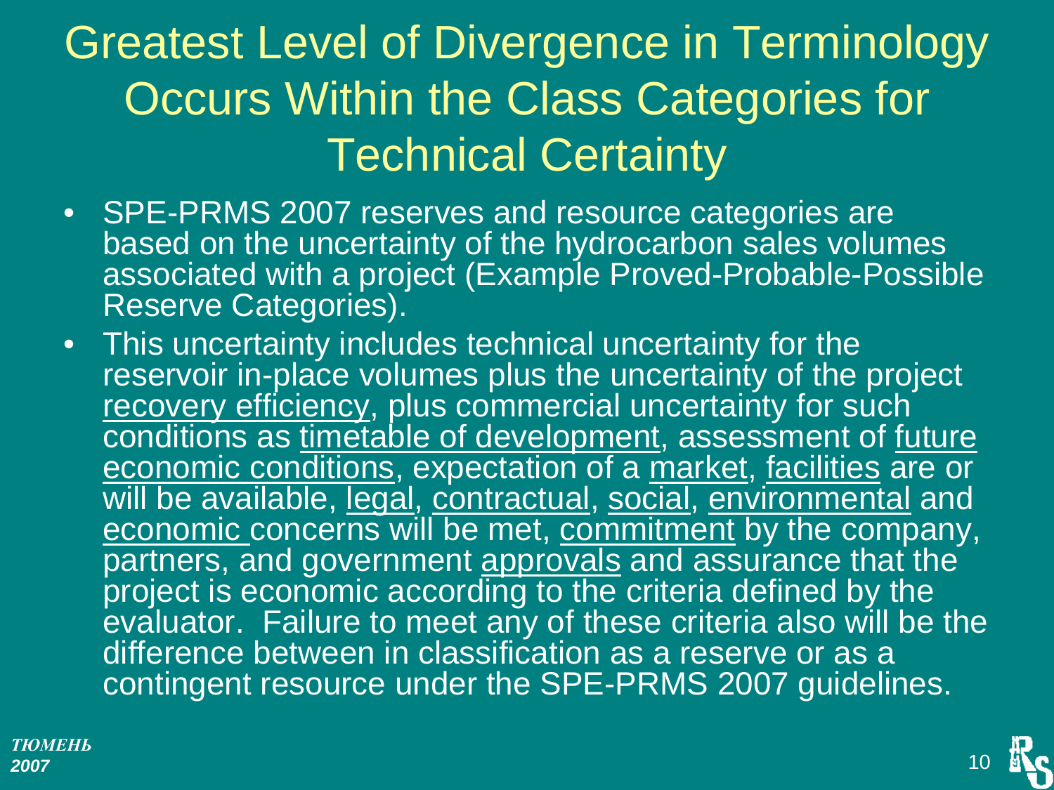# Greatest Level of Divergence in Terminology Occurs Within the Class Categories for Technical Certainty

- SPE-PRMS 2007 reserves and resource categories are based on the uncertainty of the hydrocarbon sales volumes associated with a project (Example Proved-Probable-Possible Reserve Categories).
- This uncertainty includes technical uncertainty for the reservoir in-place volumes plus the uncertainty of the project <u>recovery efficiency</u>, plus commercial uncertainty for such conditions as <u>timetable of development</u>, assessment of <u>future economic conditions</u>, expectation of a <u>market</u>, <u>facilities</u> are or will be available, <u>legal</u>, <u>contractual</u>, <u>social</u>, <u>environmental</u> and <u>economic</u> concerns will be met, <u>commitment</u> by the company, partners, and government <u>approvals</u> and assurance that the project is economic according to the criteria defined by the evaluator. Failure to meet any of these criteria also will be the difference between in classification as a reserve or as a contingent resource under the SPE-PRMS 2007 guidelines.

*ТЮМЕНЬ 2007*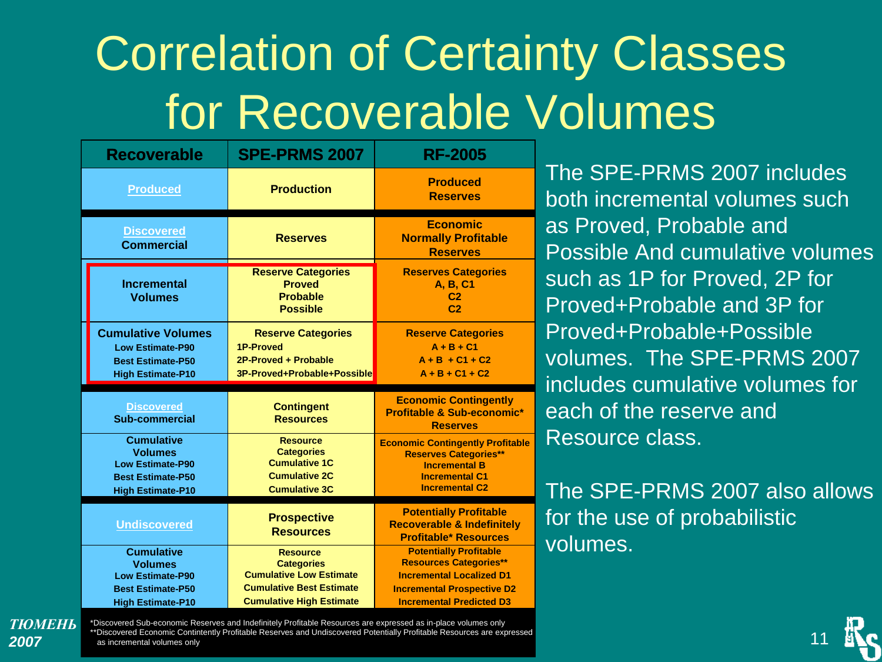# Correlation of Certainty Classes for Recoverable Volumes

| Recoverable | SPE-PRMS 2007 | RF-2005 |
|---|---|---|
| Produced | Production | Produced Reserves |
| Discovered Commercial | Reserves | Economic Normally Profitable Reserves |
| Incremental Volumes | Reserve Categories Proved Probable Possible | Reserves Categories A, B, C1 C2 C2 |
| Cumulative Volumes Low Estimate-P90 Best Estimate-P50 High Estimate-P10 | Reserve Categories 1P-Proved 2P-Proved + Probable 3P-Proved+Probable+Possible | Reserve Categories A + B + C1 A + B + C1 + C2 A + B + C1 + C2 |
| Discovered Sub-commercial | Contingent Resources | Economic Contingently Profitable & Sub-economic* Reserves |
| Cumulative Volumes Low Estimate-P90 Best Estimate-P50 High Estimate-P10 | Resource Categories Cumulative 1C Cumulative 2C Cumulative 3C | Economic Contingently Profitable Reserves Categories** Incremental B Incremental C1 Incremental C2 |
| Undiscovered | Prospective Resources | Potentially Profitable Recoverable & Indefinitely Profitable* Resources |
| Cumulative Volumes Low Estimate-P90 Best Estimate-P50 High Estimate-P10 | Resource Categories Cumulative Low Estimate Cumulative Best Estimate Cumulative High Estimate | Potentially Profitable Resources Categories** Incremental Localized D1 Incremental Prospective D2 Incremental Predicted D3 |

*Discovered Sub-economic Reserves and Indefinitely Profitable Resources are expressed as in-place volumes only
**Discovered Economic Contintently Profitable Reserves and Undiscovered Potentially Profitable Resources are expressed as incremental volumes only

The SPE-PRMS 2007 includes both incremental volumes such as Proved, Probable and Possible And cumulative volumes such as 1P for Proved, 2P for Proved+Probable and 3P for Proved+Probable+Possible volumes. The SPE-PRMS 2007 includes cumulative volumes for each of the reserve and Resource class.

The SPE-PRMS 2007 also allows for the use of probabilistic volumes.

*ТЮМЕНЬ 2007*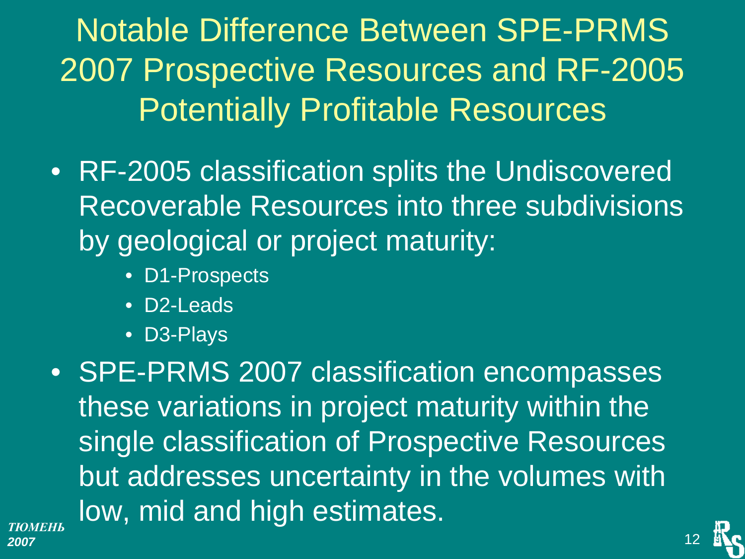# Notable Difference Between SPE-PRMS 2007 Prospective Resources and RF-2005 Potentially Profitable Resources

- RF-2005 classification splits the Undiscovered Recoverable Resources into three subdivisions by geological or project maturity:
  - D1-Prospects
  - D2-Leads
  - D3-Plays
- SPE-PRMS 2007 classification encompasses these variations in project maturity within the single classification of Prospective Resources but addresses uncertainty in the volumes with low, mid and high estimates.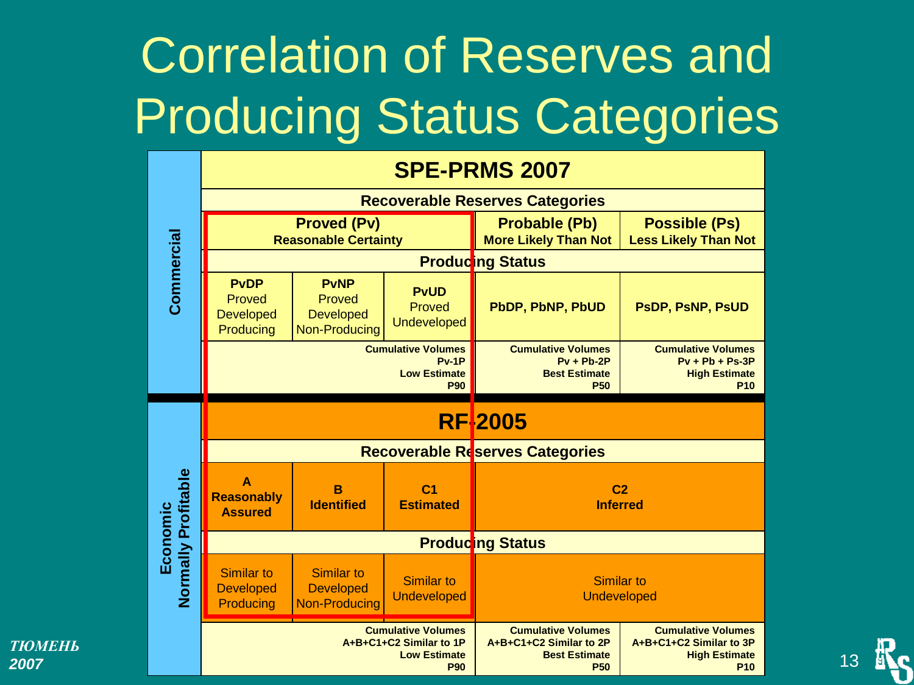# Correlation of Reserves and Producing Status Categories

| | SPE-PRMS 2007 | | | | |
|---|---|---|---|---|---|
| **Commercial** | **Recoverable Reserves Categories** | | | | |
| | **Proved (Pv)** Reasonable Certainty | | | **Probable (Pb)** More Likely Than Not | **Possible (Ps)** Less Likely Than Not |
| | **Producing Status** | | | | |
| | **PvDP** Proved Developed Producing | **PvNP** Proved Developed Non-Producing | **PvUD** Proved Undeveloped | **PbDP, PbNP, PbUD** | **PsDP, PsNP, PsUD** |
| | Cumulative Volumes Pv-1P Low Estimate P90 | | | Cumulative Volumes Pv + Pb-2P Best Estimate P50 | Cumulative Volumes Pv + Pb + Ps-3P High Estimate P10 |

| | RF-2005 | | | | |
|---|---|---|---|---|---|
| **Economic Normally Profitable** | **Recoverable Reserves Categories** | | | | |
| | **A** Reasonably Assured | **B** Identified | **C1** Estimated | **C2** Inferred | |
| | **Producing Status** | | | | |
| | Similar to Developed Producing | Similar to Developed Non-Producing | Similar to Undeveloped | Similar to Undeveloped | |
| | Cumulative Volumes A+B+C1+C2 Similar to 1P Low Estimate P90 | | | Cumulative Volumes A+B+C1+C2 Similar to 2P Best Estimate P50 | Cumulative Volumes A+B+C1+C2 Similar to 3P High Estimate P10 |

*ТЮМЕНЬ 2007*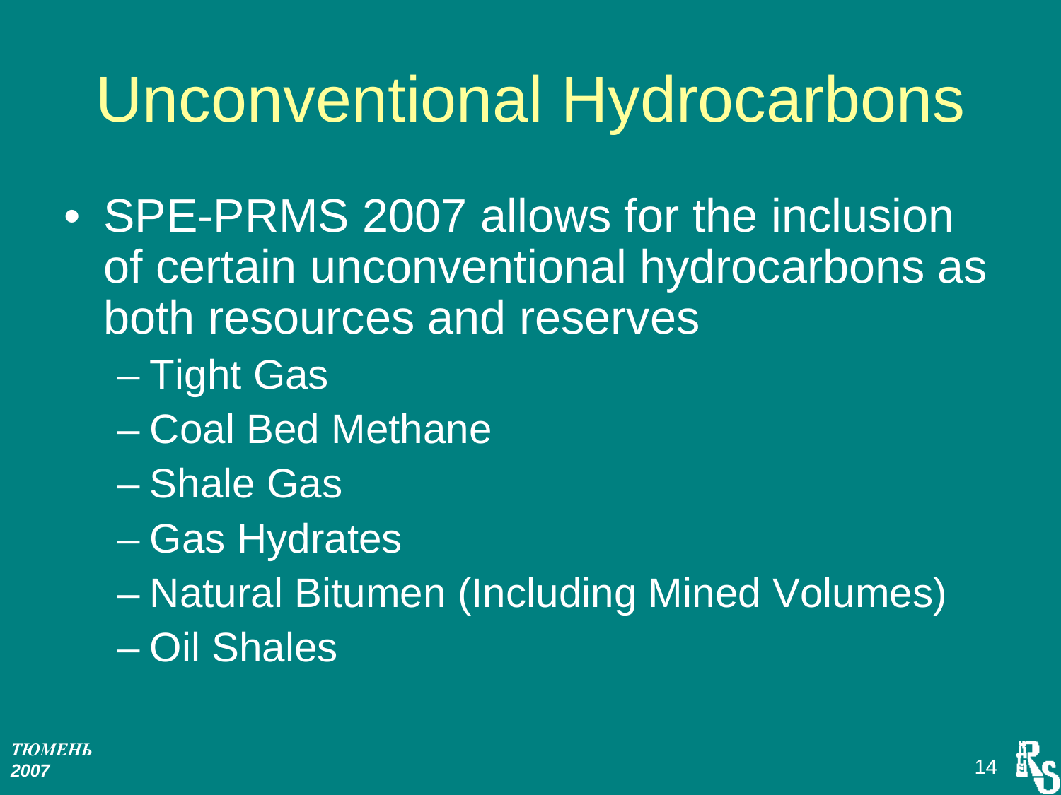# Unconventional Hydrocarbons

- SPE-PRMS 2007 allows for the inclusion of certain unconventional hydrocarbons as both resources and reserves
  - Tight Gas
  - Coal Bed Methane
  - Shale Gas
  - Gas Hydrates
  - Natural Bitumen (Including Mined Volumes)
  - Oil Shales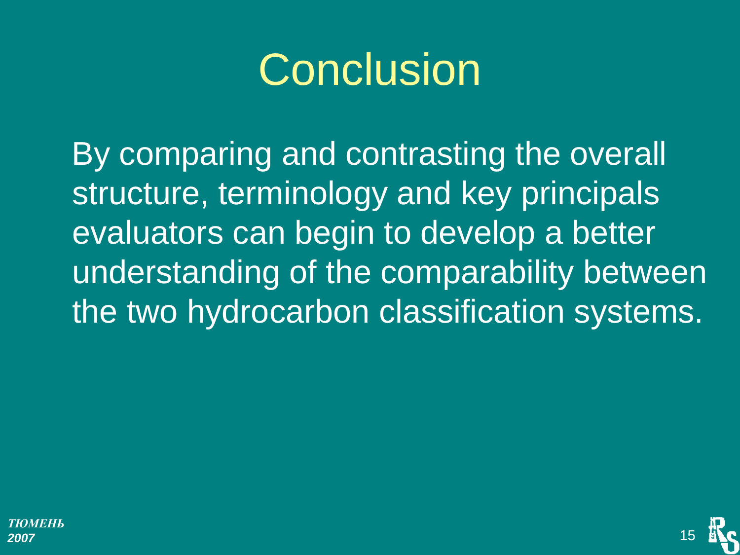# Conclusion

By comparing and contrasting the overall structure, terminology and key principals evaluators can begin to develop a better understanding of the comparability between the two hydrocarbon classification systems.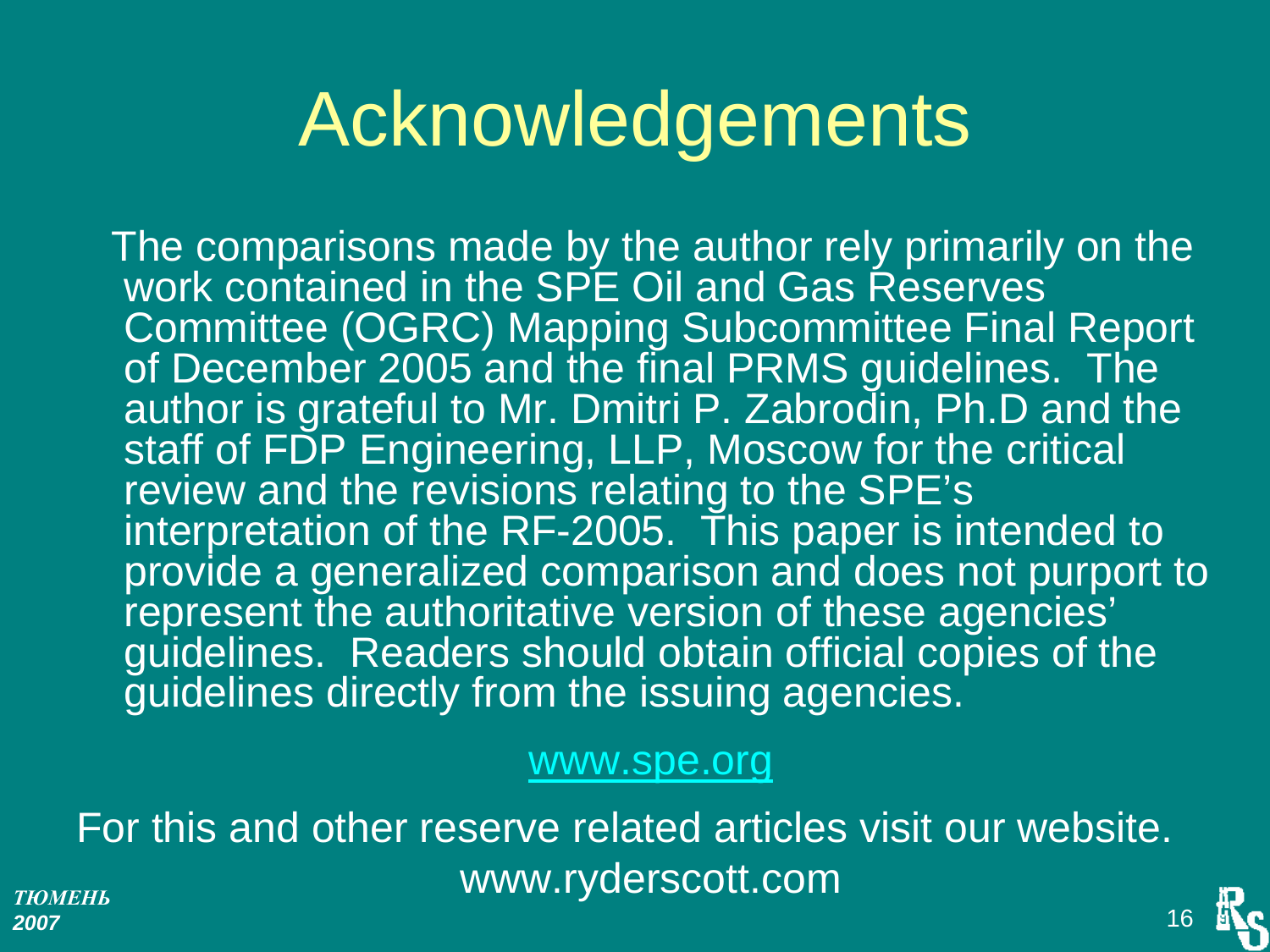# Acknowledgements

The comparisons made by the author rely primarily on the work contained in the SPE Oil and Gas Reserves Committee (OGRC) Mapping Subcommittee Final Report of December 2005 and the final PRMS guidelines. The author is grateful to Mr. Dmitri P. Zabrodin, Ph.D and the staff of FDP Engineering, LLP, Moscow for the critical review and the revisions relating to the SPE's interpretation of the RF-2005. This paper is intended to provide a generalized comparison and does not purport to represent the authoritative version of these agencies' guidelines. Readers should obtain official copies of the guidelines directly from the issuing agencies.

www.spe.org

For this and other reserve related articles visit our website.
www.ryderscott.com